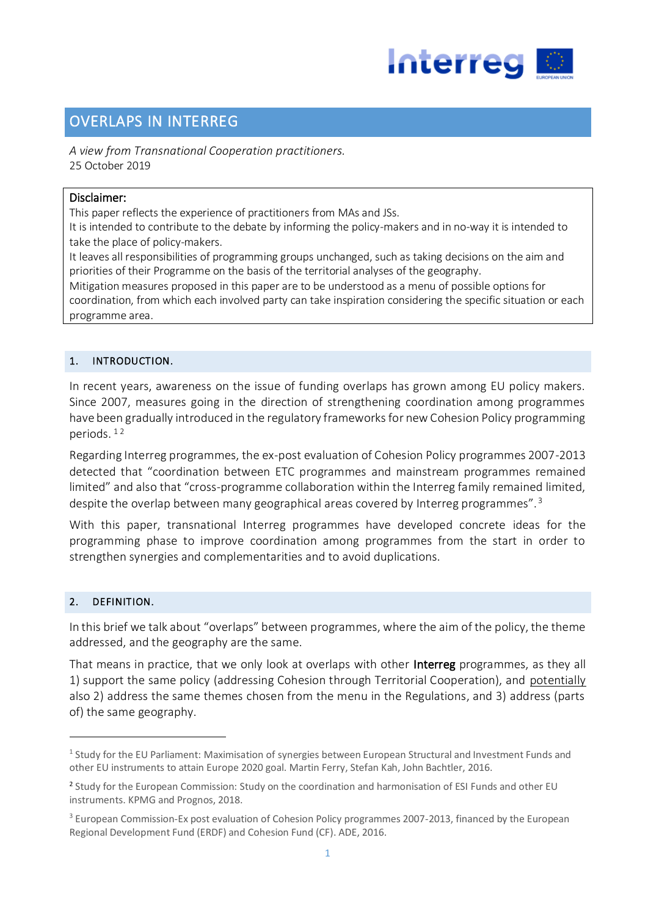# OVERLAPS IN INTERREG

*A view from Transnational Cooperation practitioners.*
25 October 2019

**Disclaimer:**
This paper reflects the experience of practitioners from MAs and JSs.
It is intended to contribute to the debate by informing the policy-makers and in no-way it is intended to take the place of policy-makers.
It leaves all responsibilities of programming groups unchanged, such as taking decisions on the aim and priorities of their Programme on the basis of the territorial analyses of the geography.
Mitigation measures proposed in this paper are to be understood as a menu of possible options for coordination, from which each involved party can take inspiration considering the specific situation or each programme area.

## 1. INTRODUCTION.

In recent years, awareness on the issue of funding overlaps has grown among EU policy makers. Since 2007, measures going in the direction of strengthening coordination among programmes have been gradually introduced in the regulatory frameworks for new Cohesion Policy programming periods. [1 2]

Regarding Interreg programmes, the ex-post evaluation of Cohesion Policy programmes 2007-2013 detected that "coordination between ETC programmes and mainstream programmes remained limited" and also that "cross-programme collaboration within the Interreg family remained limited, despite the overlap between many geographical areas covered by Interreg programmes". [3]

With this paper, transnational Interreg programmes have developed concrete ideas for the programming phase to improve coordination among programmes from the start in order to strengthen synergies and complementarities and to avoid duplications.

## 2. DEFINITION.

In this brief we talk about "overlaps" between programmes, where the aim of the policy, the theme addressed, and the geography are the same.

That means in practice, that we only look at overlaps with other **Interreg** programmes, as they all 1) support the same policy (addressing Cohesion through Territorial Cooperation), and <u>potentially</u> also 2) address the same themes chosen from the menu in the Regulations, and 3) address (parts of) the same geography.

---

[1] Study for the EU Parliament: Maximisation of synergies between European Structural and Investment Funds and other EU instruments to attain Europe 2020 goal. Martin Ferry, Stefan Kah, John Bachtler, 2016.

[2] Study for the European Commission: Study on the coordination and harmonisation of ESI Funds and other EU instruments. KPMG and Prognos, 2018.

[3] European Commission-Ex post evaluation of Cohesion Policy programmes 2007-2013, financed by the European Regional Development Fund (ERDF) and Cohesion Fund (CF). ADE, 2016.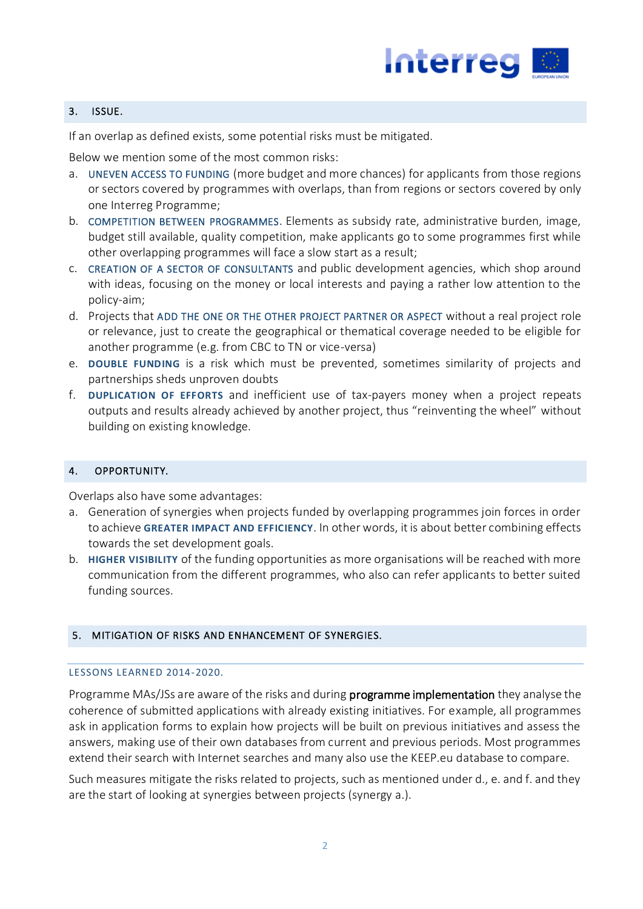## 3. ISSUE.

If an overlap as defined exists, some potential risks must be mitigated.

Below we mention some of the most common risks:

a. UNEVEN ACCESS TO FUNDING (more budget and more chances) for applicants from those regions or sectors covered by programmes with overlaps, than from regions or sectors covered by only one Interreg Programme;
b. COMPETITION BETWEEN PROGRAMMES. Elements as subsidy rate, administrative burden, image, budget still available, quality competition, make applicants go to some programmes first while other overlapping programmes will face a slow start as a result;
c. CREATION OF A SECTOR OF CONSULTANTS and public development agencies, which shop around with ideas, focusing on the money or local interests and paying a rather low attention to the policy-aim;
d. Projects that ADD THE ONE OR THE OTHER PROJECT PARTNER OR ASPECT without a real project role or relevance, just to create the geographical or thematical coverage needed to be eligible for another programme (e.g. from CBC to TN or vice-versa)
e. **DOUBLE FUNDING** is a risk which must be prevented, sometimes similarity of projects and partnerships sheds unproven doubts
f. **DUPLICATION OF EFFORTS** and inefficient use of tax-payers money when a project repeats outputs and results already achieved by another project, thus “reinventing the wheel” without building on existing knowledge.

## 4. OPPORTUNITY.

Overlaps also have some advantages:

a. Generation of synergies when projects funded by overlapping programmes join forces in order to achieve **GREATER IMPACT AND EFFICIENCY**. In other words, it is about better combining effects towards the set development goals.
b. **HIGHER VISIBILITY** of the funding opportunities as more organisations will be reached with more communication from the different programmes, who also can refer applicants to better suited funding sources.

## 5. MITIGATION OF RISKS AND ENHANCEMENT OF SYNERGIES.

### LESSONS LEARNED 2014-2020.

Programme MAs/JSs are aware of the risks and during programme implementation they analyse the coherence of submitted applications with already existing initiatives. For example, all programmes ask in application forms to explain how projects will be built on previous initiatives and assess the answers, making use of their own databases from current and previous periods. Most programmes extend their search with Internet searches and many also use the KEEP.eu database to compare.

Such measures mitigate the risks related to projects, such as mentioned under d., e. and f. and they are the start of looking at synergies between projects (synergy a.).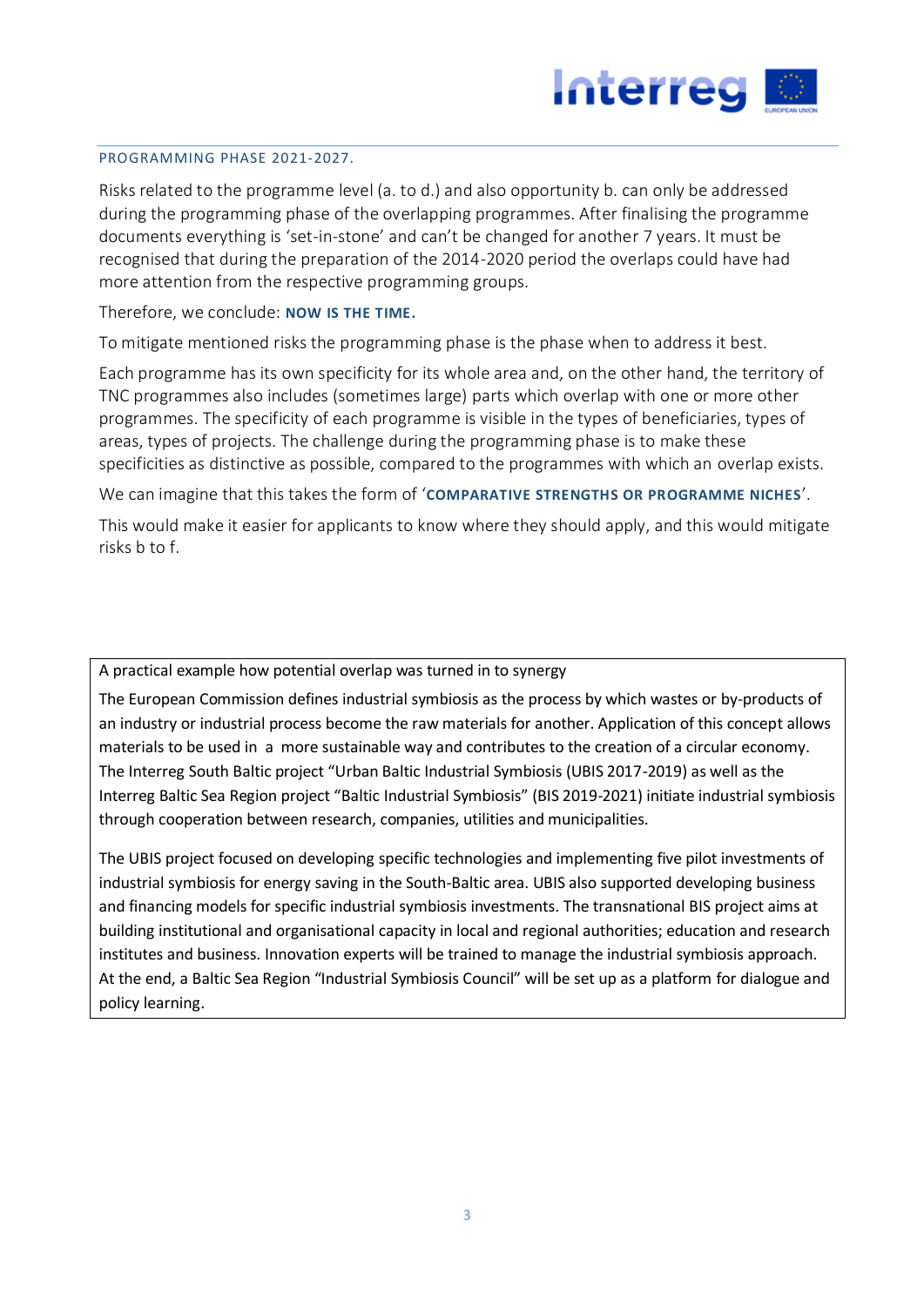## PROGRAMMING PHASE 2021-2027.

Risks related to the programme level (a. to d.) and also opportunity b. can only be addressed during the programming phase of the overlapping programmes. After finalising the programme documents everything is 'set-in-stone' and can't be changed for another 7 years. It must be recognised that during the preparation of the 2014-2020 period the overlaps could have had more attention from the respective programming groups.

Therefore, we conclude: **NOW IS THE TIME.**

To mitigate mentioned risks the programming phase is the phase when to address it best.

Each programme has its own specificity for its whole area and, on the other hand, the territory of TNC programmes also includes (sometimes large) parts which overlap with one or more other programmes. The specificity of each programme is visible in the types of beneficiaries, types of areas, types of projects. The challenge during the programming phase is to make these specificities as distinctive as possible, compared to the programmes with which an overlap exists.

We can imagine that this takes the form of '**COMPARATIVE STRENGTHS OR PROGRAMME NICHES**'.

This would make it easier for applicants to know where they should apply, and this would mitigate risks b to f.

> A practical example how potential overlap was turned in to synergy
>
> The European Commission defines industrial symbiosis as the process by which wastes or by-products of an industry or industrial process become the raw materials for another. Application of this concept allows materials to be used in a more sustainable way and contributes to the creation of a circular economy. The Interreg South Baltic project "Urban Baltic Industrial Symbiosis (UBIS 2017-2019) as well as the Interreg Baltic Sea Region project "Baltic Industrial Symbiosis" (BIS 2019-2021) initiate industrial symbiosis through cooperation between research, companies, utilities and municipalities.
>
> The UBIS project focused on developing specific technologies and implementing five pilot investments of industrial symbiosis for energy saving in the South-Baltic area. UBIS also supported developing business and financing models for specific industrial symbiosis investments. The transnational BIS project aims at building institutional and organisational capacity in local and regional authorities; education and research institutes and business. Innovation experts will be trained to manage the industrial symbiosis approach. At the end, a Baltic Sea Region "Industrial Symbiosis Council" will be set up as a platform for dialogue and policy learning.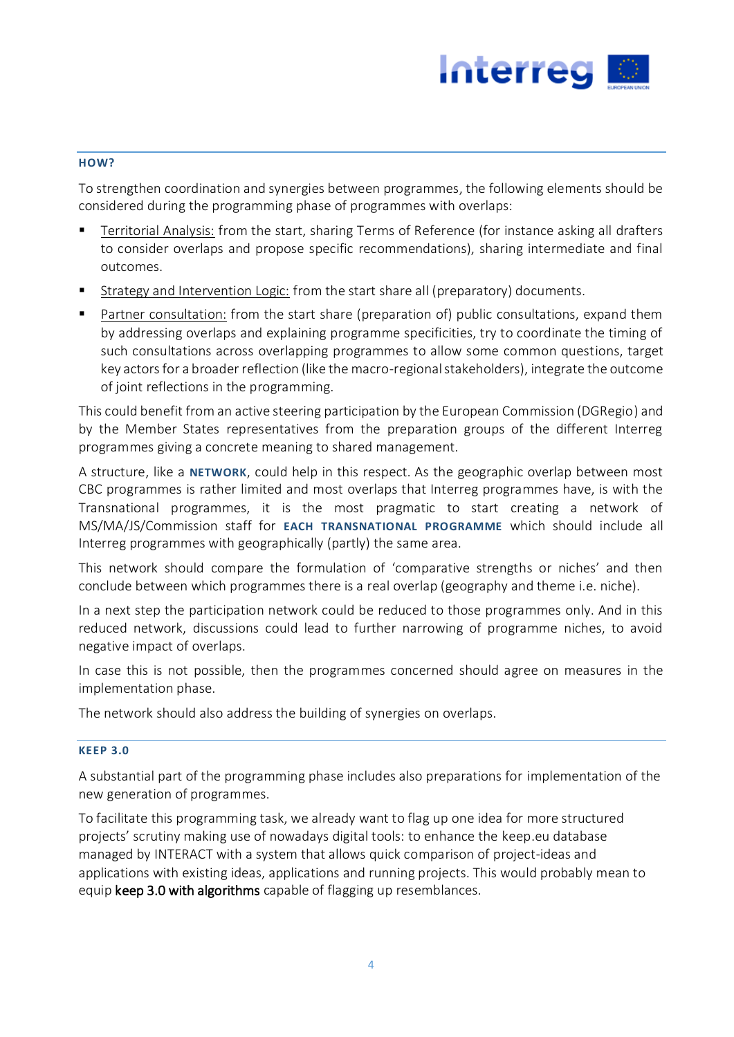### HOW?

To strengthen coordination and synergies between programmes, the following elements should be considered during the programming phase of programmes with overlaps:

- Territorial Analysis: from the start, sharing Terms of Reference (for instance asking all drafters to consider overlaps and propose specific recommendations), sharing intermediate and final outcomes.
- Strategy and Intervention Logic: from the start share all (preparatory) documents.
- Partner consultation: from the start share (preparation of) public consultations, expand them by addressing overlaps and explaining programme specificities, try to coordinate the timing of such consultations across overlapping programmes to allow some common questions, target key actors for a broader reflection (like the macro-regional stakeholders), integrate the outcome of joint reflections in the programming.

This could benefit from an active steering participation by the European Commission (DGRegio) and by the Member States representatives from the preparation groups of the different Interreg programmes giving a concrete meaning to shared management.

A structure, like a **NETWORK**, could help in this respect. As the geographic overlap between most CBC programmes is rather limited and most overlaps that Interreg programmes have, is with the Transnational programmes, it is the most pragmatic to start creating a network of MS/MA/JS/Commission staff for **EACH TRANSNATIONAL PROGRAMME** which should include all Interreg programmes with geographically (partly) the same area.

This network should compare the formulation of 'comparative strengths or niches' and then conclude between which programmes there is a real overlap (geography and theme i.e. niche).

In a next step the participation network could be reduced to those programmes only. And in this reduced network, discussions could lead to further narrowing of programme niches, to avoid negative impact of overlaps.

In case this is not possible, then the programmes concerned should agree on measures in the implementation phase.

The network should also address the building of synergies on overlaps.

### KEEP 3.0

A substantial part of the programming phase includes also preparations for implementation of the new generation of programmes.

To facilitate this programming task, we already want to flag up one idea for more structured projects' scrutiny making use of nowadays digital tools: to enhance the keep.eu database managed by INTERACT with a system that allows quick comparison of project-ideas and applications with existing ideas, applications and running projects. This would probably mean to equip keep 3.0 with algorithms capable of flagging up resemblances.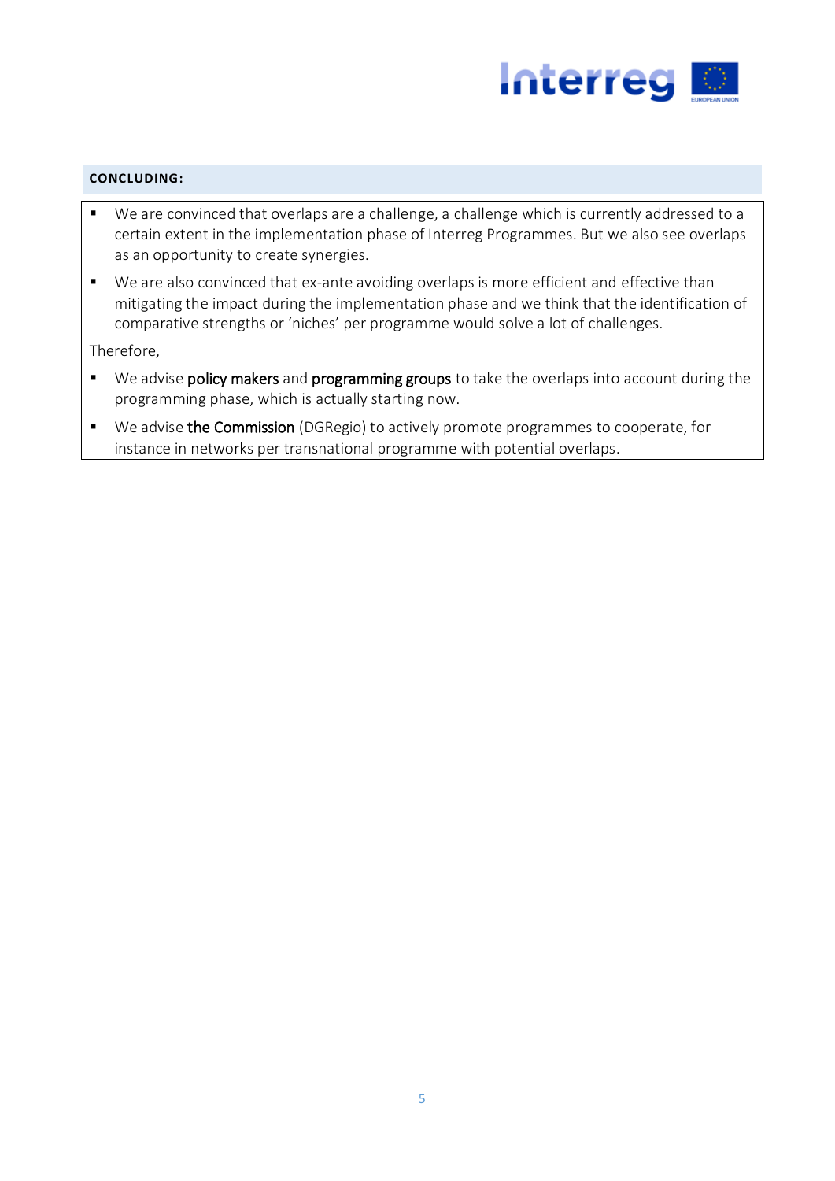**CONCLUDING:**

- We are convinced that overlaps are a challenge, a challenge which is currently addressed to a certain extent in the implementation phase of Interreg Programmes. But we also see overlaps as an opportunity to create synergies.
- We are also convinced that ex-ante avoiding overlaps is more efficient and effective than mitigating the impact during the implementation phase and we think that the identification of comparative strengths or 'niches' per programme would solve a lot of challenges.

Therefore,

- We advise policy makers and programming groups to take the overlaps into account during the programming phase, which is actually starting now.
- We advise the Commission (DGRegio) to actively promote programmes to cooperate, for instance in networks per transnational programme with potential overlaps.